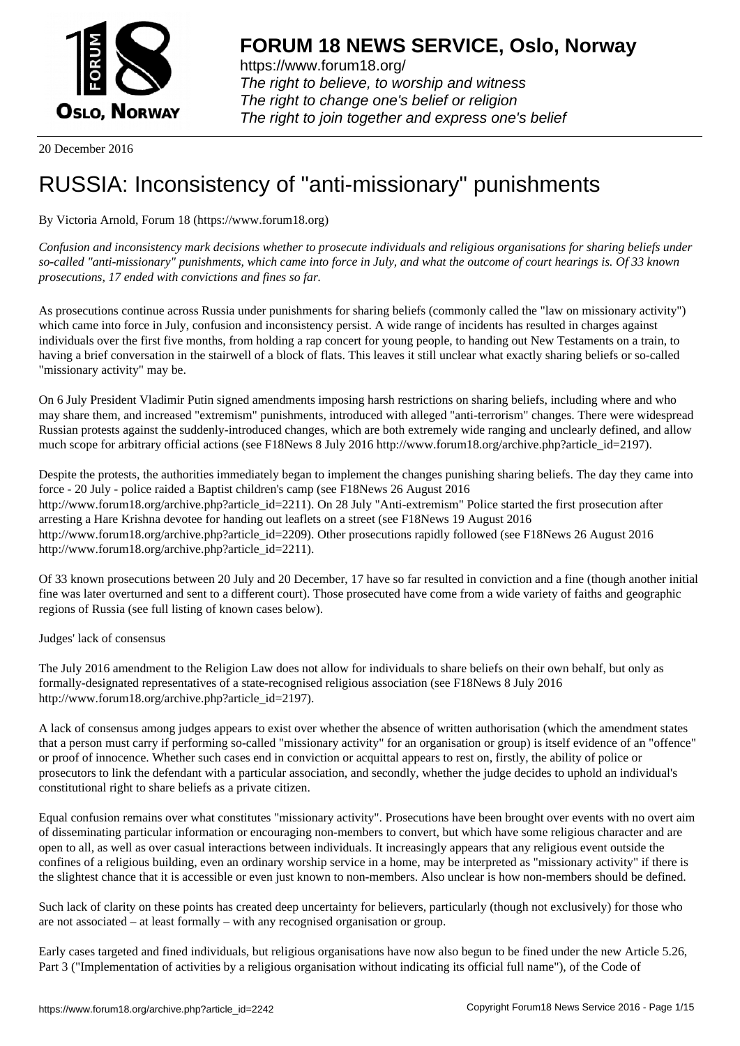# FORUM 18 NEWS SERVICE, Oslo, Norway

https://www.forum18.org/
*The right to believe, to worship and witness*
*The right to change one's belief or religion*
*The right to join together and express one's belief*

20 December 2016

# RUSSIA: Inconsistency of "anti-missionary" punishments

By Victoria Arnold, Forum 18 (https://www.forum18.org)

*Confusion and inconsistency mark decisions whether to prosecute individuals and religious organisations for sharing beliefs under so-called "anti-missionary" punishments, which came into force in July, and what the outcome of court hearings is. Of 33 known prosecutions, 17 ended with convictions and fines so far.*

As prosecutions continue across Russia under punishments for sharing beliefs (commonly called the "law on missionary activity") which came into force in July, confusion and inconsistency persist. A wide range of incidents has resulted in charges against individuals over the first five months, from holding a rap concert for young people, to handing out New Testaments on a train, to having a brief conversation in the stairwell of a block of flats. This leaves it still unclear what exactly sharing beliefs or so-called "missionary activity" may be.

On 6 July President Vladimir Putin signed amendments imposing harsh restrictions on sharing beliefs, including where and who may share them, and increased "extremism" punishments, introduced with alleged "anti-terrorism" changes. There were widespread Russian protests against the suddenly-introduced changes, which are both extremely wide ranging and unclearly defined, and allow much scope for arbitrary official actions (see F18News 8 July 2016 http://www.forum18.org/archive.php?article_id=2197).

Despite the protests, the authorities immediately began to implement the changes punishing sharing beliefs. The day they came into force - 20 July - police raided a Baptist children's camp (see F18News 26 August 2016 http://www.forum18.org/archive.php?article_id=2211). On 28 July "Anti-extremism" Police started the first prosecution after arresting a Hare Krishna devotee for handing out leaflets on a street (see F18News 19 August 2016 http://www.forum18.org/archive.php?article_id=2209). Other prosecutions rapidly followed (see F18News 26 August 2016 http://www.forum18.org/archive.php?article_id=2211).

Of 33 known prosecutions between 20 July and 20 December, 17 have so far resulted in conviction and a fine (though another initial fine was later overturned and sent to a different court). Those prosecuted have come from a wide variety of faiths and geographic regions of Russia (see full listing of known cases below).

Judges' lack of consensus

The July 2016 amendment to the Religion Law does not allow for individuals to share beliefs on their own behalf, but only as formally-designated representatives of a state-recognised religious association (see F18News 8 July 2016 http://www.forum18.org/archive.php?article_id=2197).

A lack of consensus among judges appears to exist over whether the absence of written authorisation (which the amendment states that a person must carry if performing so-called "missionary activity" for an organisation or group) is itself evidence of an "offence" or proof of innocence. Whether such cases end in conviction or acquittal appears to rest on, firstly, the ability of police or prosecutors to link the defendant with a particular association, and secondly, whether the judge decides to uphold an individual's constitutional right to share beliefs as a private citizen.

Equal confusion remains over what constitutes "missionary activity". Prosecutions have been brought over events with no overt aim of disseminating particular information or encouraging non-members to convert, but which have some religious character and are open to all, as well as over casual interactions between individuals. It increasingly appears that any religious event outside the confines of a religious building, even an ordinary worship service in a home, may be interpreted as "missionary activity" if there is the slightest chance that it is accessible or even just known to non-members. Also unclear is how non-members should be defined.

Such lack of clarity on these points has created deep uncertainty for believers, particularly (though not exclusively) for those who are not associated – at least formally – with any recognised organisation or group.

Early cases targeted and fined individuals, but religious organisations have now also begun to be fined under the new Article 5.26, Part 3 ("Implementation of activities by a religious organisation without indicating its official full name"), of the Code of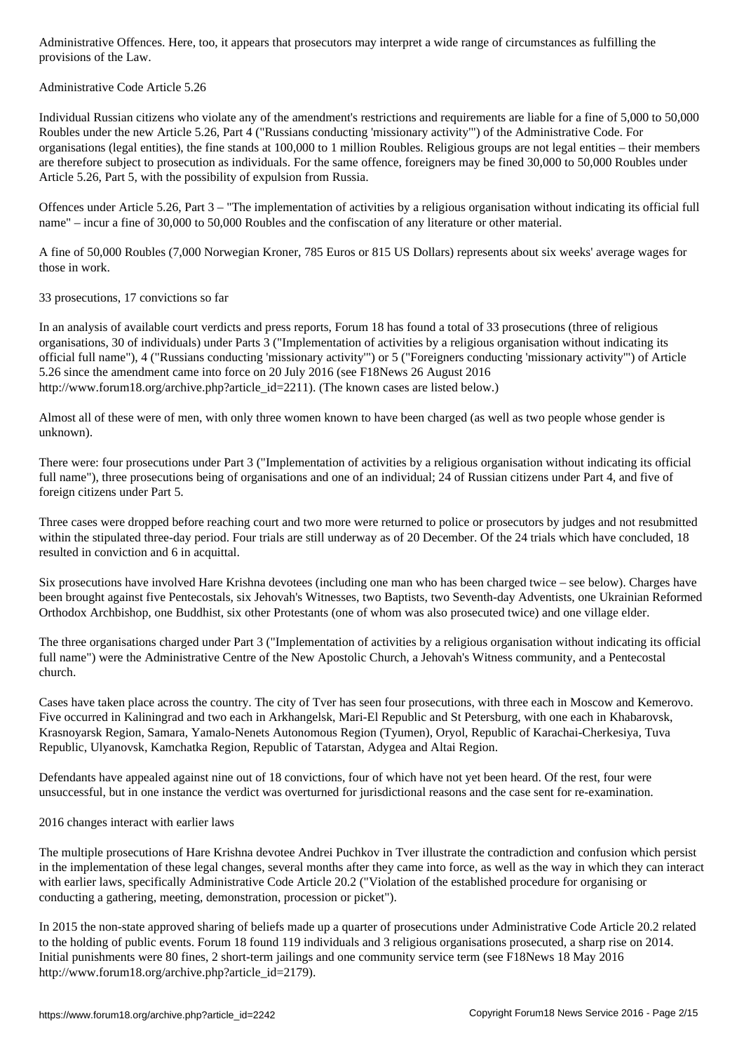Administrative Offences. Here, too, it appears that prosecutors may interpret a wide range of circumstances as fulfilling the provisions of the Law.

## Administrative Code Article 5.26

Individual Russian citizens who violate any of the amendment's restrictions and requirements are liable for a fine of 5,000 to 50,000 Roubles under the new Article 5.26, Part 4 ("Russians conducting 'missionary activity'") of the Administrative Code. For organisations (legal entities), the fine stands at 100,000 to 1 million Roubles. Religious groups are not legal entities – their members are therefore subject to prosecution as individuals. For the same offence, foreigners may be fined 30,000 to 50,000 Roubles under Article 5.26, Part 5, with the possibility of expulsion from Russia.

Offences under Article 5.26, Part 3 – "The implementation of activities by a religious organisation without indicating its official full name" – incur a fine of 30,000 to 50,000 Roubles and the confiscation of any literature or other material.

A fine of 50,000 Roubles (7,000 Norwegian Kroner, 785 Euros or 815 US Dollars) represents about six weeks' average wages for those in work.

## 33 prosecutions, 17 convictions so far

In an analysis of available court verdicts and press reports, Forum 18 has found a total of 33 prosecutions (three of religious organisations, 30 of individuals) under Parts 3 ("Implementation of activities by a religious organisation without indicating its official full name"), 4 ("Russians conducting 'missionary activity'") or 5 ("Foreigners conducting 'missionary activity'") of Article 5.26 since the amendment came into force on 20 July 2016 (see F18News 26 August 2016 http://www.forum18.org/archive.php?article_id=2211). (The known cases are listed below.)

Almost all of these were of men, with only three women known to have been charged (as well as two people whose gender is unknown).

There were: four prosecutions under Part 3 ("Implementation of activities by a religious organisation without indicating its official full name"), three prosecutions being of organisations and one of an individual; 24 of Russian citizens under Part 4, and five of foreign citizens under Part 5.

Three cases were dropped before reaching court and two more were returned to police or prosecutors by judges and not resubmitted within the stipulated three-day period. Four trials are still underway as of 20 December. Of the 24 trials which have concluded, 18 resulted in conviction and 6 in acquittal.

Six prosecutions have involved Hare Krishna devotees (including one man who has been charged twice – see below). Charges have been brought against five Pentecostals, six Jehovah's Witnesses, two Baptists, two Seventh-day Adventists, one Ukrainian Reformed Orthodox Archbishop, one Buddhist, six other Protestants (one of whom was also prosecuted twice) and one village elder.

The three organisations charged under Part 3 ("Implementation of activities by a religious organisation without indicating its official full name") were the Administrative Centre of the New Apostolic Church, a Jehovah's Witness community, and a Pentecostal church.

Cases have taken place across the country. The city of Tver has seen four prosecutions, with three each in Moscow and Kemerovo. Five occurred in Kaliningrad and two each in Arkhangelsk, Mari-El Republic and St Petersburg, with one each in Khabarovsk, Krasnoyarsk Region, Samara, Yamalo-Nenets Autonomous Region (Tyumen), Oryol, Republic of Karachai-Cherkesiya, Tuva Republic, Ulyanovsk, Kamchatka Region, Republic of Tatarstan, Adygea and Altai Region.

Defendants have appealed against nine out of 18 convictions, four of which have not yet been heard. Of the rest, four were unsuccessful, but in one instance the verdict was overturned for jurisdictional reasons and the case sent for re-examination.

## 2016 changes interact with earlier laws

The multiple prosecutions of Hare Krishna devotee Andrei Puchkov in Tver illustrate the contradiction and confusion which persist in the implementation of these legal changes, several months after they came into force, as well as the way in which they can interact with earlier laws, specifically Administrative Code Article 20.2 ("Violation of the established procedure for organising or conducting a gathering, meeting, demonstration, procession or picket").

In 2015 the non-state approved sharing of beliefs made up a quarter of prosecutions under Administrative Code Article 20.2 related to the holding of public events. Forum 18 found 119 individuals and 3 religious organisations prosecuted, a sharp rise on 2014. Initial punishments were 80 fines, 2 short-term jailings and one community service term (see F18News 18 May 2016 http://www.forum18.org/archive.php?article_id=2179).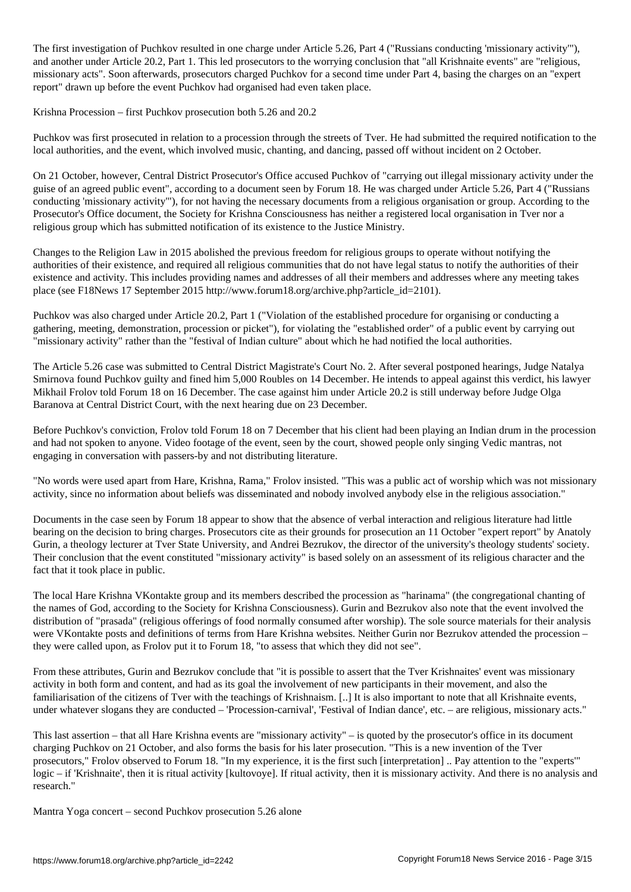The first investigation of Puchkov resulted in one charge under Article 5.26, Part 4 ("Russians conducting 'missionary activity'"), and another under Article 20.2, Part 1. This led prosecutors to the worrying conclusion that "all Krishnaite events" are "religious, missionary acts". Soon afterwards, prosecutors charged Puchkov for a second time under Part 4, basing the charges on an "expert report" drawn up before the event Puchkov had organised had even taken place.

## Krishna Procession – first Puchkov prosecution both 5.26 and 20.2

Puchkov was first prosecuted in relation to a procession through the streets of Tver. He had submitted the required notification to the local authorities, and the event, which involved music, chanting, and dancing, passed off without incident on 2 October.

On 21 October, however, Central District Prosecutor's Office accused Puchkov of "carrying out illegal missionary activity under the guise of an agreed public event", according to a document seen by Forum 18. He was charged under Article 5.26, Part 4 ("Russians conducting 'missionary activity'"), for not having the necessary documents from a religious organisation or group. According to the Prosecutor's Office document, the Society for Krishna Consciousness has neither a registered local organisation in Tver nor a religious group which has submitted notification of its existence to the Justice Ministry.

Changes to the Religion Law in 2015 abolished the previous freedom for religious groups to operate without notifying the authorities of their existence, and required all religious communities that do not have legal status to notify the authorities of their existence and activity. This includes providing names and addresses of all their members and addresses where any meeting takes place (see F18News 17 September 2015 http://www.forum18.org/archive.php?article_id=2101).

Puchkov was also charged under Article 20.2, Part 1 ("Violation of the established procedure for organising or conducting a gathering, meeting, demonstration, procession or picket"), for violating the "established order" of a public event by carrying out "missionary activity" rather than the "festival of Indian culture" about which he had notified the local authorities.

The Article 5.26 case was submitted to Central District Magistrate's Court No. 2. After several postponed hearings, Judge Natalya Smirnova found Puchkov guilty and fined him 5,000 Roubles on 14 December. He intends to appeal against this verdict, his lawyer Mikhail Frolov told Forum 18 on 16 December. The case against him under Article 20.2 is still underway before Judge Olga Baranova at Central District Court, with the next hearing due on 23 December.

Before Puchkov's conviction, Frolov told Forum 18 on 7 December that his client had been playing an Indian drum in the procession and had not spoken to anyone. Video footage of the event, seen by the court, showed people only singing Vedic mantras, not engaging in conversation with passers-by and not distributing literature.

"No words were used apart from Hare, Krishna, Rama," Frolov insisted. "This was a public act of worship which was not missionary activity, since no information about beliefs was disseminated and nobody involved anybody else in the religious association."

Documents in the case seen by Forum 18 appear to show that the absence of verbal interaction and religious literature had little bearing on the decision to bring charges. Prosecutors cite as their grounds for prosecution an 11 October "expert report" by Anatoly Gurin, a theology lecturer at Tver State University, and Andrei Bezrukov, the director of the university's theology students' society. Their conclusion that the event constituted "missionary activity" is based solely on an assessment of its religious character and the fact that it took place in public.

The local Hare Krishna VKontakte group and its members described the procession as "harinama" (the congregational chanting of the names of God, according to the Society for Krishna Consciousness). Gurin and Bezrukov also note that the event involved the distribution of "prasada" (religious offerings of food normally consumed after worship). The sole source materials for their analysis were VKontakte posts and definitions of terms from Hare Krishna websites. Neither Gurin nor Bezrukov attended the procession – they were called upon, as Frolov put it to Forum 18, "to assess that which they did not see".

From these attributes, Gurin and Bezrukov conclude that "it is possible to assert that the Tver Krishnaites' event was missionary activity in both form and content, and had as its goal the involvement of new participants in their movement, and also the familiarisation of the citizens of Tver with the teachings of Krishnaism. [..] It is also important to note that all Krishnaite events, under whatever slogans they are conducted – 'Procession-carnival', 'Festival of Indian dance', etc. – are religious, missionary acts."

This last assertion – that all Hare Krishna events are "missionary activity" – is quoted by the prosecutor's office in its document charging Puchkov on 21 October, and also forms the basis for his later prosecution. "This is a new invention of the Tver prosecutors," Frolov observed to Forum 18. "In my experience, it is the first such [interpretation] .. Pay attention to the "experts'" logic – if 'Krishnaite', then it is ritual activity [kultovoye]. If ritual activity, then it is missionary activity. And there is no analysis and research."

## Mantra Yoga concert – second Puchkov prosecution 5.26 alone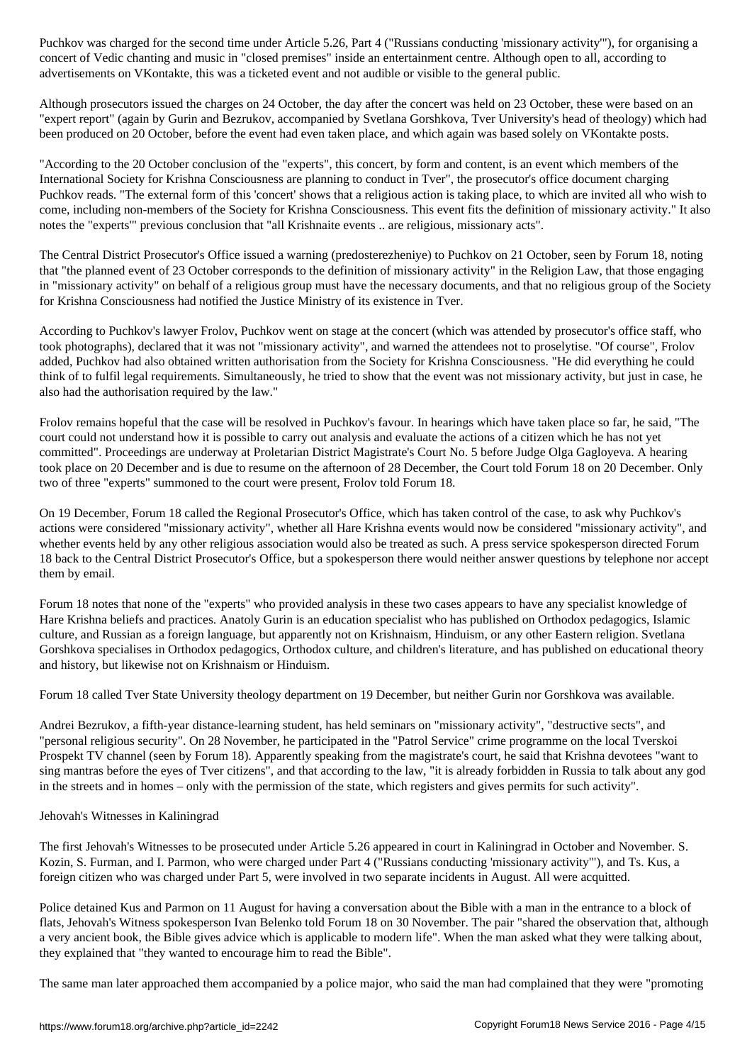Puchkov was charged for the second time under Article 5.26, Part 4 ("Russians conducting 'missionary activity'"), for organising a concert of Vedic chanting and music in "closed premises" inside an entertainment centre. Although open to all, according to advertisements on VKontakte, this was a ticketed event and not audible or visible to the general public.

Although prosecutors issued the charges on 24 October, the day after the concert was held on 23 October, these were based on an "expert report" (again by Gurin and Bezrukov, accompanied by Svetlana Gorshkova, Tver University's head of theology) which had been produced on 20 October, before the event had even taken place, and which again was based solely on VKontakte posts.

"According to the 20 October conclusion of the "experts", this concert, by form and content, is an event which members of the International Society for Krishna Consciousness are planning to conduct in Tver", the prosecutor's office document charging Puchkov reads. "The external form of this 'concert' shows that a religious action is taking place, to which are invited all who wish to come, including non-members of the Society for Krishna Consciousness. This event fits the definition of missionary activity." It also notes the "experts'" previous conclusion that "all Krishnaite events .. are religious, missionary acts".

The Central District Prosecutor's Office issued a warning (predosterezheniye) to Puchkov on 21 October, seen by Forum 18, noting that "the planned event of 23 October corresponds to the definition of missionary activity" in the Religion Law, that those engaging in "missionary activity" on behalf of a religious group must have the necessary documents, and that no religious group of the Society for Krishna Consciousness had notified the Justice Ministry of its existence in Tver.

According to Puchkov's lawyer Frolov, Puchkov went on stage at the concert (which was attended by prosecutor's office staff, who took photographs), declared that it was not "missionary activity", and warned the attendees not to proselytise. "Of course", Frolov added, Puchkov had also obtained written authorisation from the Society for Krishna Consciousness. "He did everything he could think of to fulfil legal requirements. Simultaneously, he tried to show that the event was not missionary activity, but just in case, he also had the authorisation required by the law."

Frolov remains hopeful that the case will be resolved in Puchkov's favour. In hearings which have taken place so far, he said, "The court could not understand how it is possible to carry out analysis and evaluate the actions of a citizen which he has not yet committed". Proceedings are underway at Proletarian District Magistrate's Court No. 5 before Judge Olga Gagloyeva. A hearing took place on 20 December and is due to resume on the afternoon of 28 December, the Court told Forum 18 on 20 December. Only two of three "experts" summoned to the court were present, Frolov told Forum 18.

On 19 December, Forum 18 called the Regional Prosecutor's Office, which has taken control of the case, to ask why Puchkov's actions were considered "missionary activity", whether all Hare Krishna events would now be considered "missionary activity", and whether events held by any other religious association would also be treated as such. A press service spokesperson directed Forum 18 back to the Central District Prosecutor's Office, but a spokesperson there would neither answer questions by telephone nor accept them by email.

Forum 18 notes that none of the "experts" who provided analysis in these two cases appears to have any specialist knowledge of Hare Krishna beliefs and practices. Anatoly Gurin is an education specialist who has published on Orthodox pedagogics, Islamic culture, and Russian as a foreign language, but apparently not on Krishnaism, Hinduism, or any other Eastern religion. Svetlana Gorshkova specialises in Orthodox pedagogics, Orthodox culture, and children's literature, and has published on educational theory and history, but likewise not on Krishnaism or Hinduism.

Forum 18 called Tver State University theology department on 19 December, but neither Gurin nor Gorshkova was available.

Andrei Bezrukov, a fifth-year distance-learning student, has held seminars on "missionary activity", "destructive sects", and "personal religious security". On 28 November, he participated in the "Patrol Service" crime programme on the local Tverskoi Prospekt TV channel (seen by Forum 18). Apparently speaking from the magistrate's court, he said that Krishna devotees "want to sing mantras before the eyes of Tver citizens", and that according to the law, "it is already forbidden in Russia to talk about any god in the streets and in homes – only with the permission of the state, which registers and gives permits for such activity".

## Jehovah's Witnesses in Kaliningrad

The first Jehovah's Witnesses to be prosecuted under Article 5.26 appeared in court in Kaliningrad in October and November. S. Kozin, S. Furman, and I. Parmon, who were charged under Part 4 ("Russians conducting 'missionary activity'"), and Ts. Kus, a foreign citizen who was charged under Part 5, were involved in two separate incidents in August. All were acquitted.

Police detained Kus and Parmon on 11 August for having a conversation about the Bible with a man in the entrance to a block of flats, Jehovah's Witness spokesperson Ivan Belenko told Forum 18 on 30 November. The pair "shared the observation that, although a very ancient book, the Bible gives advice which is applicable to modern life". When the man asked what they were talking about, they explained that "they wanted to encourage him to read the Bible".

The same man later approached them accompanied by a police major, who said the man had complained that they were "promoting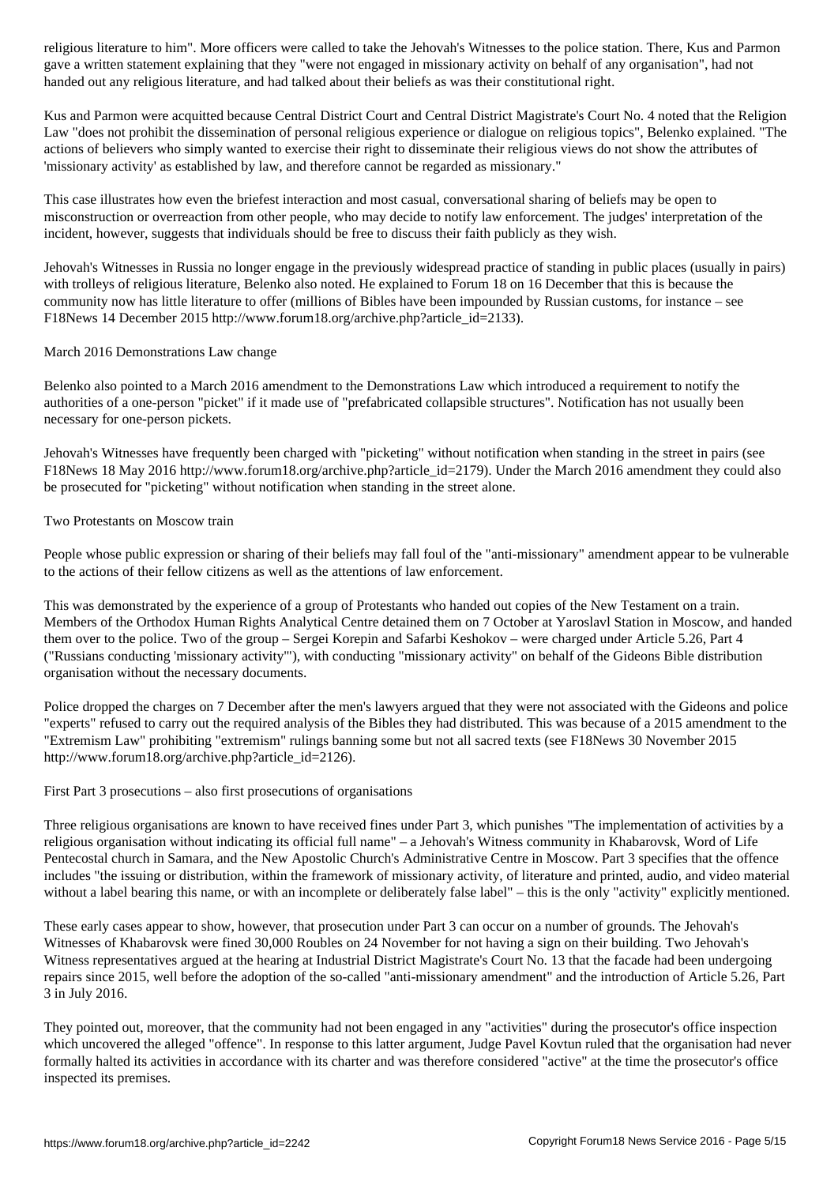religious literature to him". More officers were called to take the Jehovah's Witnesses to the police station. There, Kus and Parmon gave a written statement explaining that they "were not engaged in missionary activity on behalf of any organisation", had not handed out any religious literature, and had talked about their beliefs as was their constitutional right.

Kus and Parmon were acquitted because Central District Court and Central District Magistrate's Court No. 4 noted that the Religion Law "does not prohibit the dissemination of personal religious experience or dialogue on religious topics", Belenko explained. "The actions of believers who simply wanted to exercise their right to disseminate their religious views do not show the attributes of 'missionary activity' as established by law, and therefore cannot be regarded as missionary."

This case illustrates how even the briefest interaction and most casual, conversational sharing of beliefs may be open to misconstruction or overreaction from other people, who may decide to notify law enforcement. The judges' interpretation of the incident, however, suggests that individuals should be free to discuss their faith publicly as they wish.

Jehovah's Witnesses in Russia no longer engage in the previously widespread practice of standing in public places (usually in pairs) with trolleys of religious literature, Belenko also noted. He explained to Forum 18 on 16 December that this is because the community now has little literature to offer (millions of Bibles have been impounded by Russian customs, for instance – see F18News 14 December 2015 http://www.forum18.org/archive.php?article_id=2133).

March 2016 Demonstrations Law change

Belenko also pointed to a March 2016 amendment to the Demonstrations Law which introduced a requirement to notify the authorities of a one-person "picket" if it made use of "prefabricated collapsible structures". Notification has not usually been necessary for one-person pickets.

Jehovah's Witnesses have frequently been charged with "picketing" without notification when standing in the street in pairs (see F18News 18 May 2016 http://www.forum18.org/archive.php?article_id=2179). Under the March 2016 amendment they could also be prosecuted for "picketing" without notification when standing in the street alone.

Two Protestants on Moscow train

People whose public expression or sharing of their beliefs may fall foul of the "anti-missionary" amendment appear to be vulnerable to the actions of their fellow citizens as well as the attentions of law enforcement.

This was demonstrated by the experience of a group of Protestants who handed out copies of the New Testament on a train. Members of the Orthodox Human Rights Analytical Centre detained them on 7 October at Yaroslavl Station in Moscow, and handed them over to the police. Two of the group – Sergei Korepin and Safarbi Keshokov – were charged under Article 5.26, Part 4 ("Russians conducting 'missionary activity'"), with conducting "missionary activity" on behalf of the Gideons Bible distribution organisation without the necessary documents.

Police dropped the charges on 7 December after the men's lawyers argued that they were not associated with the Gideons and police "experts" refused to carry out the required analysis of the Bibles they had distributed. This was because of a 2015 amendment to the "Extremism Law" prohibiting "extremism" rulings banning some but not all sacred texts (see F18News 30 November 2015 http://www.forum18.org/archive.php?article_id=2126).

First Part 3 prosecutions – also first prosecutions of organisations

Three religious organisations are known to have received fines under Part 3, which punishes "The implementation of activities by a religious organisation without indicating its official full name" – a Jehovah's Witness community in Khabarovsk, Word of Life Pentecostal church in Samara, and the New Apostolic Church's Administrative Centre in Moscow. Part 3 specifies that the offence includes "the issuing or distribution, within the framework of missionary activity, of literature and printed, audio, and video material without a label bearing this name, or with an incomplete or deliberately false label" – this is the only "activity" explicitly mentioned.

These early cases appear to show, however, that prosecution under Part 3 can occur on a number of grounds. The Jehovah's Witnesses of Khabarovsk were fined 30,000 Roubles on 24 November for not having a sign on their building. Two Jehovah's Witness representatives argued at the hearing at Industrial District Magistrate's Court No. 13 that the facade had been undergoing repairs since 2015, well before the adoption of the so-called "anti-missionary amendment" and the introduction of Article 5.26, Part 3 in July 2016.

They pointed out, moreover, that the community had not been engaged in any "activities" during the prosecutor's office inspection which uncovered the alleged "offence". In response to this latter argument, Judge Pavel Kovtun ruled that the organisation had never formally halted its activities in accordance with its charter and was therefore considered "active" at the time the prosecutor's office inspected its premises.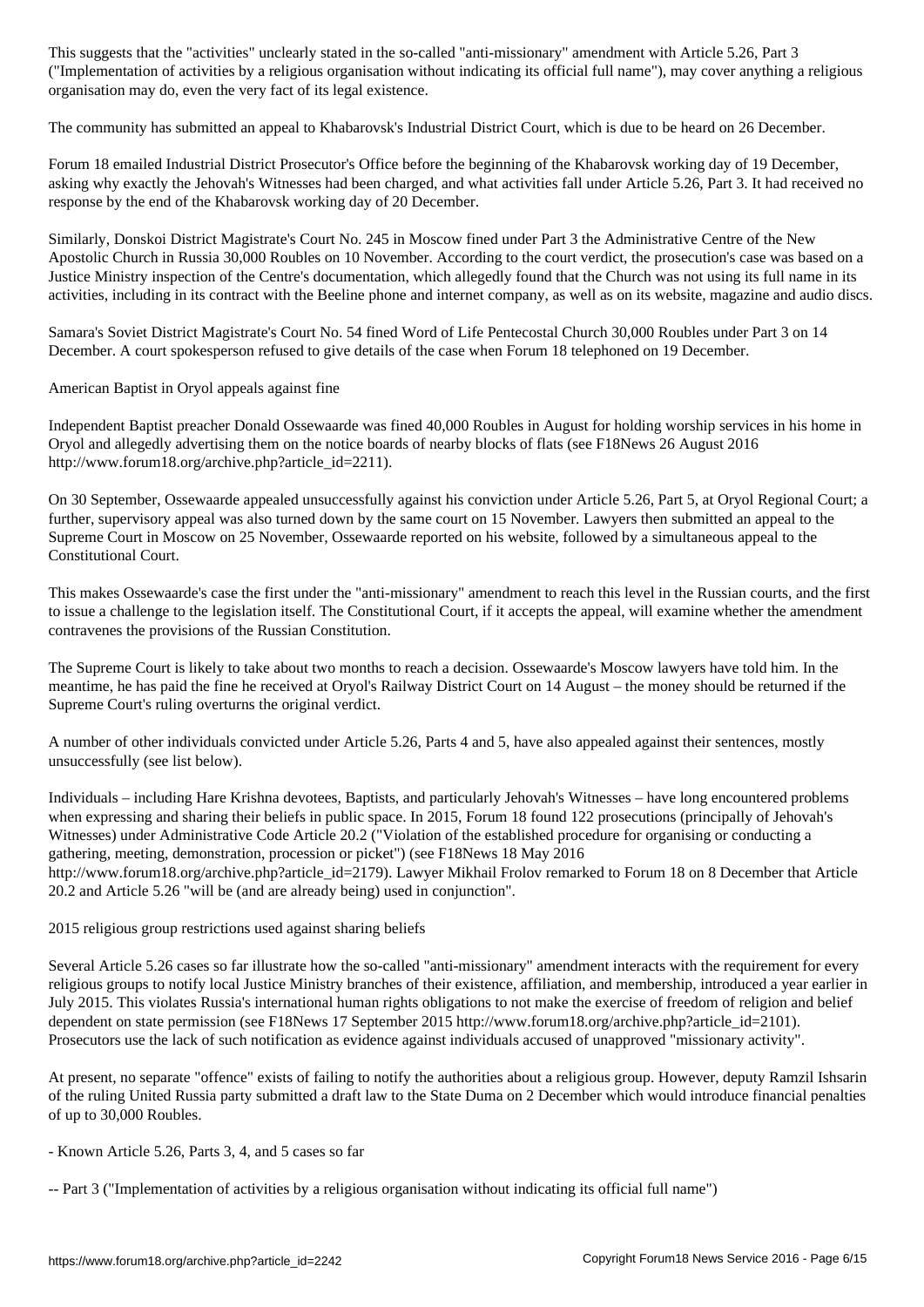This suggests that the "activities" unclearly stated in the so-called "anti-missionary" amendment with Article 5.26, Part 3 ("Implementation of activities by a religious organisation without indicating its official full name"), may cover anything a religious organisation may do, even the very fact of its legal existence.

The community has submitted an appeal to Khabarovsk's Industrial District Court, which is due to be heard on 26 December.

Forum 18 emailed Industrial District Prosecutor's Office before the beginning of the Khabarovsk working day of 19 December, asking why exactly the Jehovah's Witnesses had been charged, and what activities fall under Article 5.26, Part 3. It had received no response by the end of the Khabarovsk working day of 20 December.

Similarly, Donskoi District Magistrate's Court No. 245 in Moscow fined under Part 3 the Administrative Centre of the New Apostolic Church in Russia 30,000 Roubles on 10 November. According to the court verdict, the prosecution's case was based on a Justice Ministry inspection of the Centre's documentation, which allegedly found that the Church was not using its full name in its activities, including in its contract with the Beeline phone and internet company, as well as on its website, magazine and audio discs.

Samara's Soviet District Magistrate's Court No. 54 fined Word of Life Pentecostal Church 30,000 Roubles under Part 3 on 14 December. A court spokesperson refused to give details of the case when Forum 18 telephoned on 19 December.

## American Baptist in Oryol appeals against fine

Independent Baptist preacher Donald Ossewaarde was fined 40,000 Roubles in August for holding worship services in his home in Oryol and allegedly advertising them on the notice boards of nearby blocks of flats (see F18News 26 August 2016 http://www.forum18.org/archive.php?article_id=2211).

On 30 September, Ossewaarde appealed unsuccessfully against his conviction under Article 5.26, Part 5, at Oryol Regional Court; a further, supervisory appeal was also turned down by the same court on 15 November. Lawyers then submitted an appeal to the Supreme Court in Moscow on 25 November, Ossewaarde reported on his website, followed by a simultaneous appeal to the Constitutional Court.

This makes Ossewaarde's case the first under the "anti-missionary" amendment to reach this level in the Russian courts, and the first to issue a challenge to the legislation itself. The Constitutional Court, if it accepts the appeal, will examine whether the amendment contravenes the provisions of the Russian Constitution.

The Supreme Court is likely to take about two months to reach a decision. Ossewaarde's Moscow lawyers have told him. In the meantime, he has paid the fine he received at Oryol's Railway District Court on 14 August – the money should be returned if the Supreme Court's ruling overturns the original verdict.

A number of other individuals convicted under Article 5.26, Parts 4 and 5, have also appealed against their sentences, mostly unsuccessfully (see list below).

Individuals – including Hare Krishna devotees, Baptists, and particularly Jehovah's Witnesses – have long encountered problems when expressing and sharing their beliefs in public space. In 2015, Forum 18 found 122 prosecutions (principally of Jehovah's Witnesses) under Administrative Code Article 20.2 ("Violation of the established procedure for organising or conducting a gathering, meeting, demonstration, procession or picket") (see F18News 18 May 2016 http://www.forum18.org/archive.php?article_id=2179). Lawyer Mikhail Frolov remarked to Forum 18 on 8 December that Article 20.2 and Article 5.26 "will be (and are already being) used in conjunction".

## 2015 religious group restrictions used against sharing beliefs

Several Article 5.26 cases so far illustrate how the so-called "anti-missionary" amendment interacts with the requirement for every religious groups to notify local Justice Ministry branches of their existence, affiliation, and membership, introduced a year earlier in July 2015. This violates Russia's international human rights obligations to not make the exercise of freedom of religion and belief dependent on state permission (see F18News 17 September 2015 http://www.forum18.org/archive.php?article_id=2101). Prosecutors use the lack of such notification as evidence against individuals accused of unapproved "missionary activity".

At present, no separate "offence" exists of failing to notify the authorities about a religious group. However, deputy Ramzil Ishsarin of the ruling United Russia party submitted a draft law to the State Duma on 2 December which would introduce financial penalties of up to 30,000 Roubles.

- Known Article 5.26, Parts 3, 4, and 5 cases so far

-- Part 3 ("Implementation of activities by a religious organisation without indicating its official full name")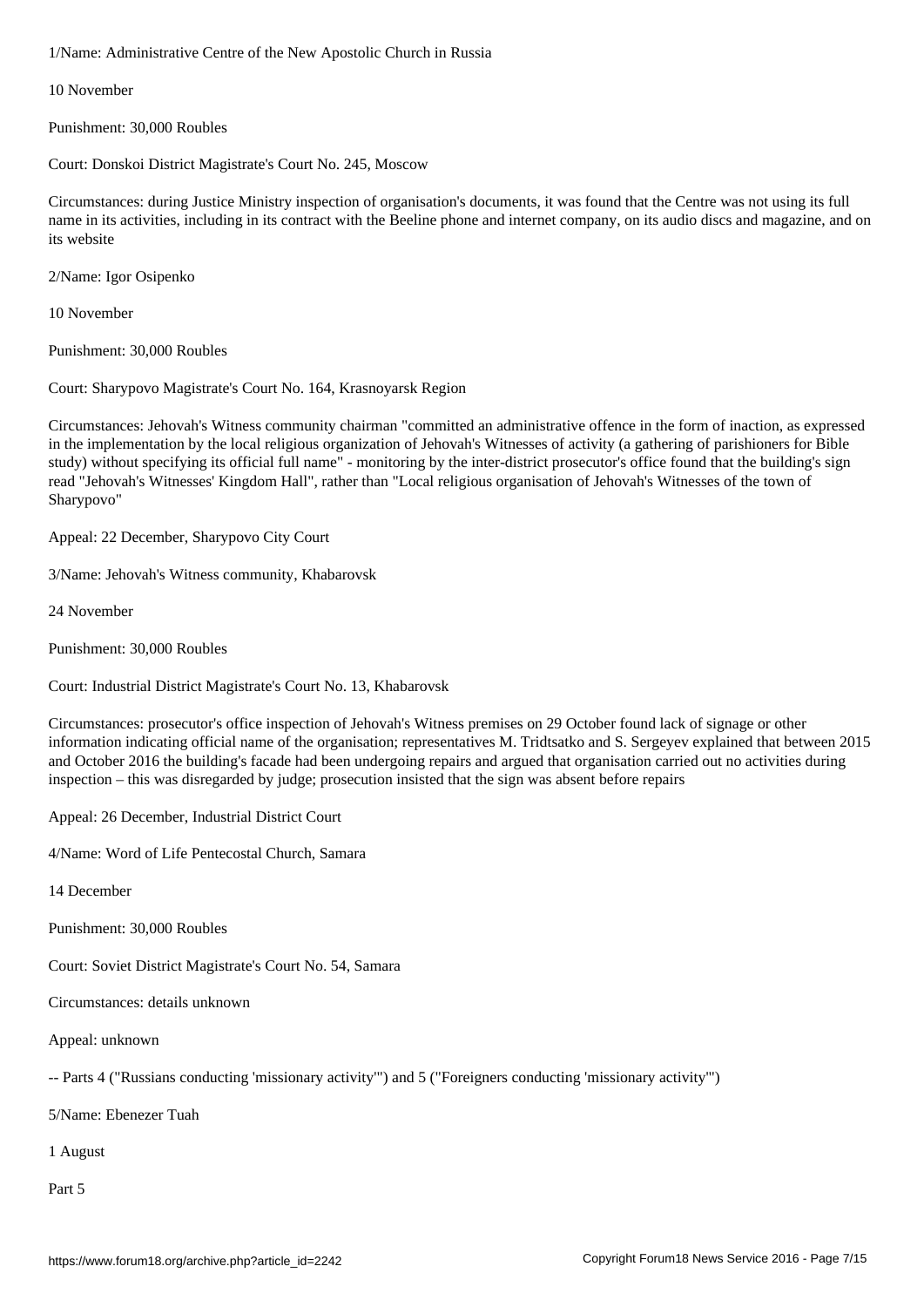1/Name: Administrative Centre of the New Apostolic Church in Russia

10 November

Punishment: 30,000 Roubles

Court: Donskoi District Magistrate's Court No. 245, Moscow

Circumstances: during Justice Ministry inspection of organisation's documents, it was found that the Centre was not using its full name in its activities, including in its contract with the Beeline phone and internet company, on its audio discs and magazine, and on its website

2/Name: Igor Osipenko

10 November

Punishment: 30,000 Roubles

Court: Sharypovo Magistrate's Court No. 164, Krasnoyarsk Region

Circumstances: Jehovah's Witness community chairman "committed an administrative offence in the form of inaction, as expressed in the implementation by the local religious organization of Jehovah's Witnesses of activity (a gathering of parishioners for Bible study) without specifying its official full name" - monitoring by the inter-district prosecutor's office found that the building's sign read "Jehovah's Witnesses' Kingdom Hall", rather than "Local religious organisation of Jehovah's Witnesses of the town of Sharypovo"

Appeal: 22 December, Sharypovo City Court

3/Name: Jehovah's Witness community, Khabarovsk

24 November

Punishment: 30,000 Roubles

Court: Industrial District Magistrate's Court No. 13, Khabarovsk

Circumstances: prosecutor's office inspection of Jehovah's Witness premises on 29 October found lack of signage or other information indicating official name of the organisation; representatives M. Tridtsatko and S. Sergeyev explained that between 2015 and October 2016 the building's facade had been undergoing repairs and argued that organisation carried out no activities during inspection – this was disregarded by judge; prosecution insisted that the sign was absent before repairs

Appeal: 26 December, Industrial District Court

4/Name: Word of Life Pentecostal Church, Samara

14 December

Punishment: 30,000 Roubles

Court: Soviet District Magistrate's Court No. 54, Samara

Circumstances: details unknown

Appeal: unknown

-- Parts 4 ("Russians conducting 'missionary activity'") and 5 ("Foreigners conducting 'missionary activity'")

5/Name: Ebenezer Tuah

1 August

Part 5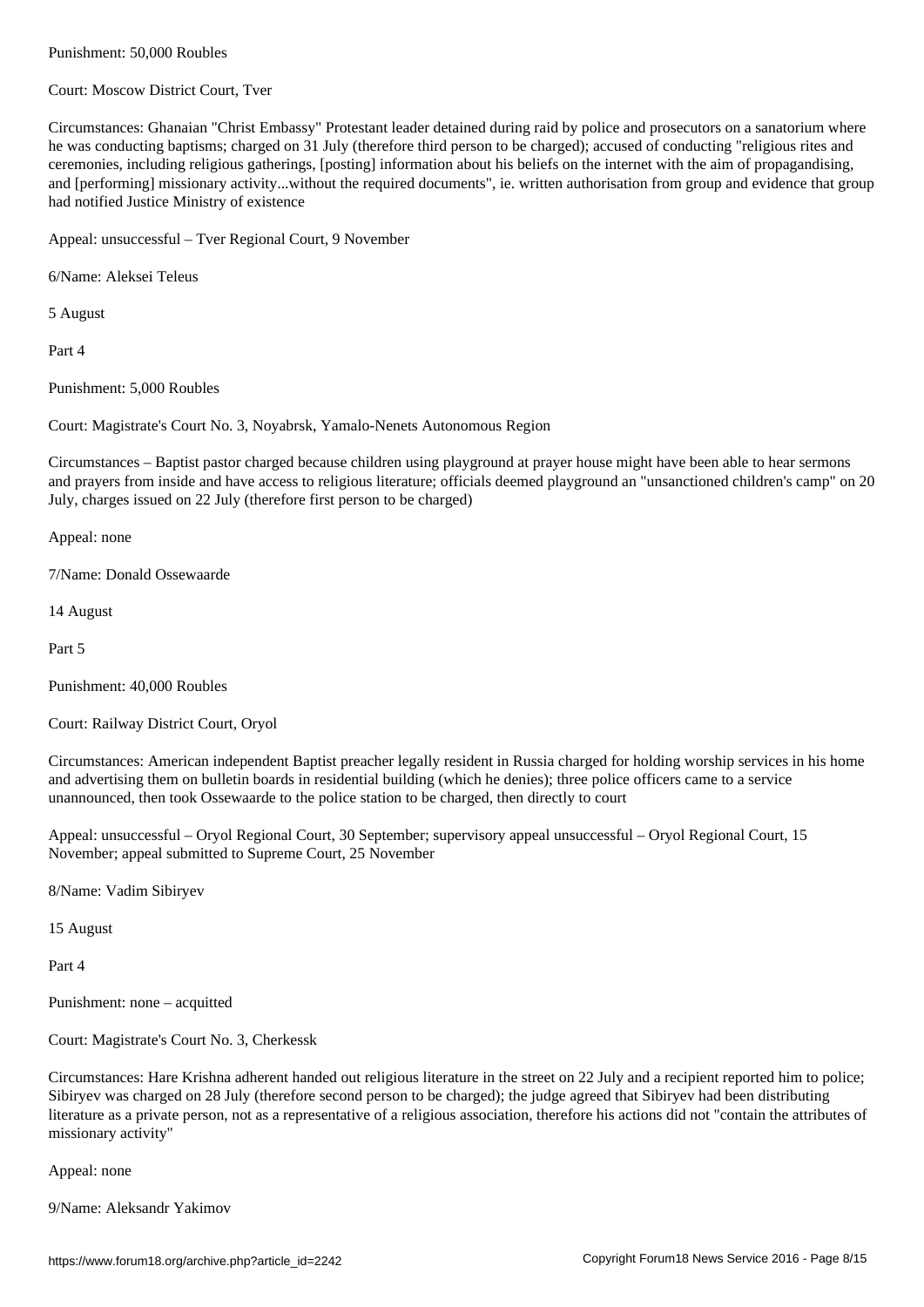Punishment: 50,000 Roubles

Court: Moscow District Court, Tver

Circumstances: Ghanaian "Christ Embassy" Protestant leader detained during raid by police and prosecutors on a sanatorium where he was conducting baptisms; charged on 31 July (therefore third person to be charged); accused of conducting "religious rites and ceremonies, including religious gatherings, [posting] information about his beliefs on the internet with the aim of propagandising, and [performing] missionary activity...without the required documents", ie. written authorisation from group and evidence that group had notified Justice Ministry of existence

Appeal: unsuccessful – Tver Regional Court, 9 November

6/Name: Aleksei Teleus

5 August

Part 4

Punishment: 5,000 Roubles

Court: Magistrate's Court No. 3, Noyabrsk, Yamalo-Nenets Autonomous Region

Circumstances – Baptist pastor charged because children using playground at prayer house might have been able to hear sermons and prayers from inside and have access to religious literature; officials deemed playground an "unsanctioned children's camp" on 20 July, charges issued on 22 July (therefore first person to be charged)

Appeal: none

7/Name: Donald Ossewaarde

14 August

Part 5

Punishment: 40,000 Roubles

Court: Railway District Court, Oryol

Circumstances: American independent Baptist preacher legally resident in Russia charged for holding worship services in his home and advertising them on bulletin boards in residential building (which he denies); three police officers came to a service unannounced, then took Ossewaarde to the police station to be charged, then directly to court

Appeal: unsuccessful – Oryol Regional Court, 30 September; supervisory appeal unsuccessful – Oryol Regional Court, 15 November; appeal submitted to Supreme Court, 25 November

8/Name: Vadim Sibiryev

15 August

Part 4

Punishment: none – acquitted

Court: Magistrate's Court No. 3, Cherkessk

Circumstances: Hare Krishna adherent handed out religious literature in the street on 22 July and a recipient reported him to police; Sibiryev was charged on 28 July (therefore second person to be charged); the judge agreed that Sibiryev had been distributing literature as a private person, not as a representative of a religious association, therefore his actions did not "contain the attributes of missionary activity"

Appeal: none

9/Name: Aleksandr Yakimov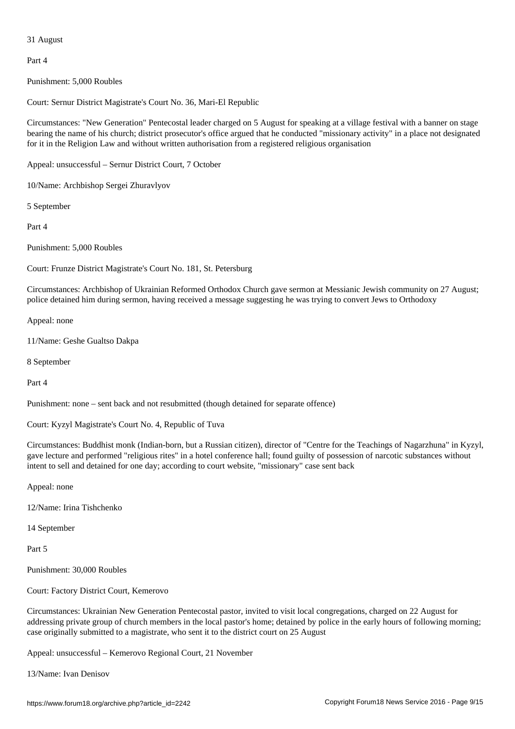31 August

Part 4

Punishment: 5,000 Roubles

Court: Sernur District Magistrate's Court No. 36, Mari-El Republic

Circumstances: "New Generation" Pentecostal leader charged on 5 August for speaking at a village festival with a banner on stage bearing the name of his church; district prosecutor's office argued that he conducted "missionary activity" in a place not designated for it in the Religion Law and without written authorisation from a registered religious organisation

Appeal: unsuccessful – Sernur District Court, 7 October

10/Name: Archbishop Sergei Zhuravlyov

5 September

Part 4

Punishment: 5,000 Roubles

Court: Frunze District Magistrate's Court No. 181, St. Petersburg

Circumstances: Archbishop of Ukrainian Reformed Orthodox Church gave sermon at Messianic Jewish community on 27 August; police detained him during sermon, having received a message suggesting he was trying to convert Jews to Orthodoxy

Appeal: none

11/Name: Geshe Gualtso Dakpa

8 September

Part 4

Punishment: none – sent back and not resubmitted (though detained for separate offence)

Court: Kyzyl Magistrate's Court No. 4, Republic of Tuva

Circumstances: Buddhist monk (Indian-born, but a Russian citizen), director of "Centre for the Teachings of Nagarzhuna" in Kyzyl, gave lecture and performed "religious rites" in a hotel conference hall; found guilty of possession of narcotic substances without intent to sell and detained for one day; according to court website, "missionary" case sent back

Appeal: none

12/Name: Irina Tishchenko

14 September

Part 5

Punishment: 30,000 Roubles

Court: Factory District Court, Kemerovo

Circumstances: Ukrainian New Generation Pentecostal pastor, invited to visit local congregations, charged on 22 August for addressing private group of church members in the local pastor's home; detained by police in the early hours of following morning; case originally submitted to a magistrate, who sent it to the district court on 25 August

Appeal: unsuccessful – Kemerovo Regional Court, 21 November

13/Name: Ivan Denisov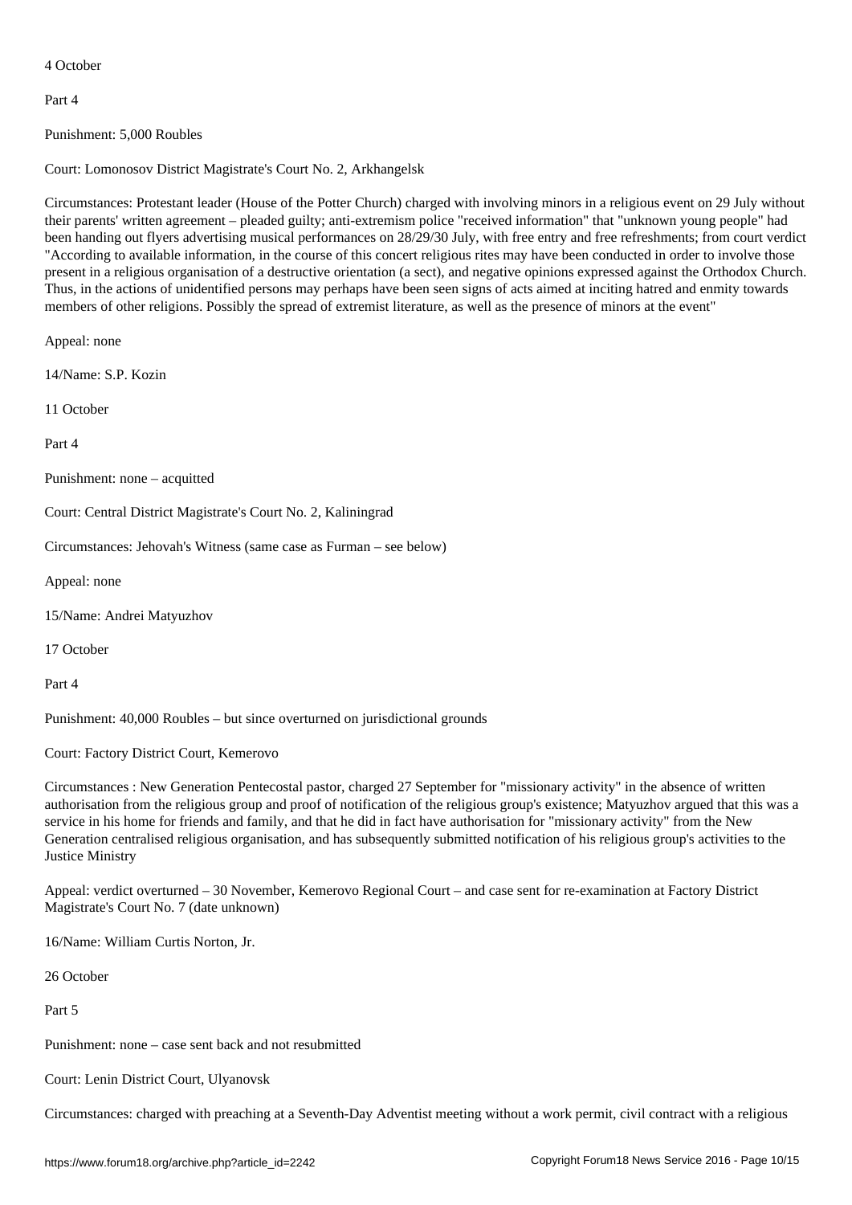4 October

Part 4

Punishment: 5,000 Roubles

Court: Lomonosov District Magistrate's Court No. 2, Arkhangelsk

Circumstances: Protestant leader (House of the Potter Church) charged with involving minors in a religious event on 29 July without their parents' written agreement – pleaded guilty; anti-extremism police "received information" that "unknown young people" had been handing out flyers advertising musical performances on 28/29/30 July, with free entry and free refreshments; from court verdict "According to available information, in the course of this concert religious rites may have been conducted in order to involve those present in a religious organisation of a destructive orientation (a sect), and negative opinions expressed against the Orthodox Church. Thus, in the actions of unidentified persons may perhaps have been seen signs of acts aimed at inciting hatred and enmity towards members of other religions. Possibly the spread of extremist literature, as well as the presence of minors at the event"

Appeal: none

14/Name: S.P. Kozin

11 October

Part 4

Punishment: none – acquitted

Court: Central District Magistrate's Court No. 2, Kaliningrad

Circumstances: Jehovah's Witness (same case as Furman – see below)

Appeal: none

15/Name: Andrei Matyuzhov

17 October

Part 4

Punishment: 40,000 Roubles – but since overturned on jurisdictional grounds

Court: Factory District Court, Kemerovo

Circumstances : New Generation Pentecostal pastor, charged 27 September for "missionary activity" in the absence of written authorisation from the religious group and proof of notification of the religious group's existence; Matyuzhov argued that this was a service in his home for friends and family, and that he did in fact have authorisation for "missionary activity" from the New Generation centralised religious organisation, and has subsequently submitted notification of his religious group's activities to the Justice Ministry

Appeal: verdict overturned – 30 November, Kemerovo Regional Court – and case sent for re-examination at Factory District Magistrate's Court No. 7 (date unknown)

16/Name: William Curtis Norton, Jr.

26 October

Part 5

Punishment: none – case sent back and not resubmitted

Court: Lenin District Court, Ulyanovsk

Circumstances: charged with preaching at a Seventh-Day Adventist meeting without a work permit, civil contract with a religious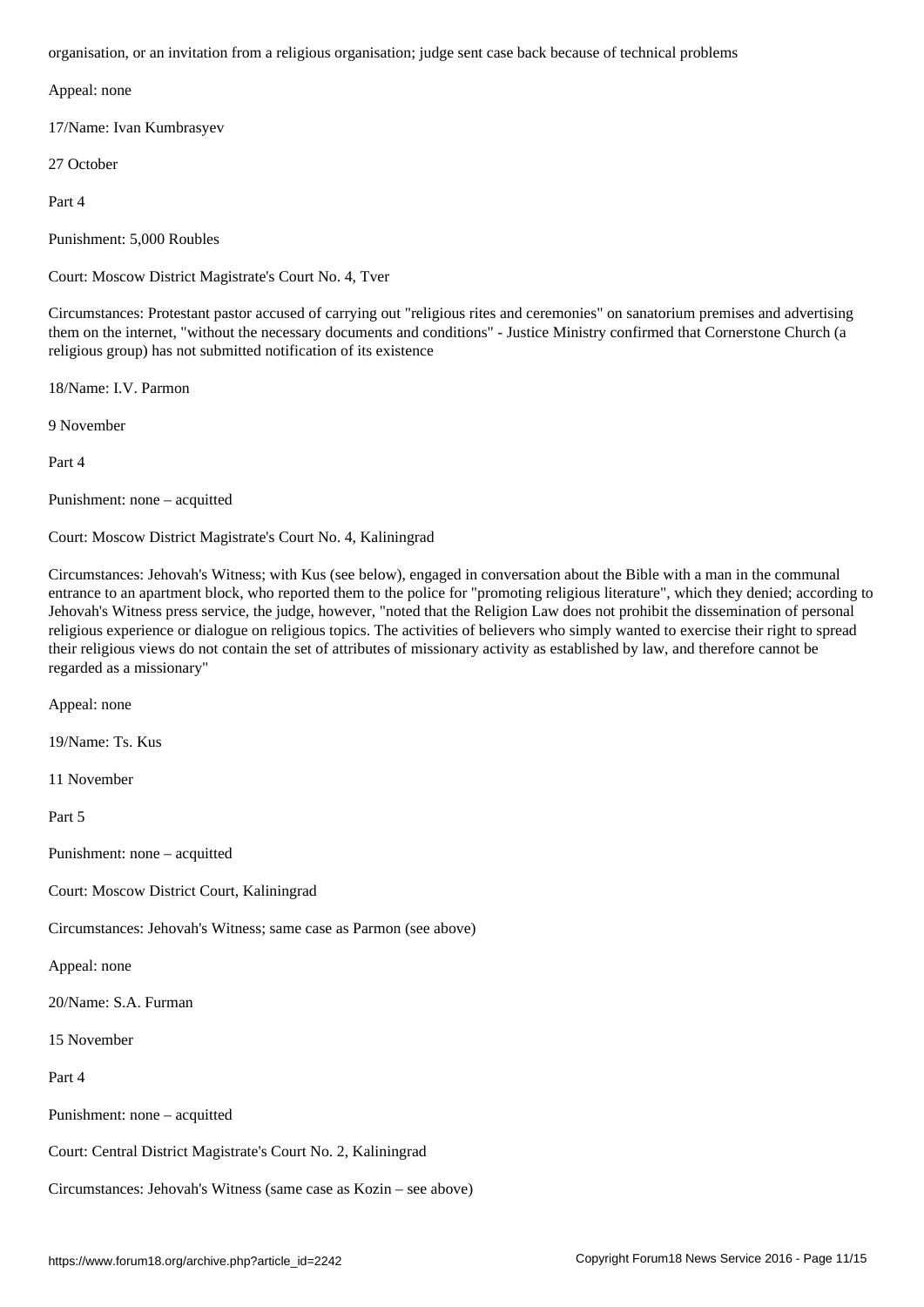organisation, or an invitation from a religious organisation; judge sent case back because of technical problems

Appeal: none

17/Name: Ivan Kumbrasyev

27 October

Part 4

Punishment: 5,000 Roubles

Court: Moscow District Magistrate's Court No. 4, Tver

Circumstances: Protestant pastor accused of carrying out "religious rites and ceremonies" on sanatorium premises and advertising them on the internet, "without the necessary documents and conditions" - Justice Ministry confirmed that Cornerstone Church (a religious group) has not submitted notification of its existence

18/Name: I.V. Parmon

9 November

Part 4

Punishment: none – acquitted

Court: Moscow District Magistrate's Court No. 4, Kaliningrad

Circumstances: Jehovah's Witness; with Kus (see below), engaged in conversation about the Bible with a man in the communal entrance to an apartment block, who reported them to the police for "promoting religious literature", which they denied; according to Jehovah's Witness press service, the judge, however, "noted that the Religion Law does not prohibit the dissemination of personal religious experience or dialogue on religious topics. The activities of believers who simply wanted to exercise their right to spread their religious views do not contain the set of attributes of missionary activity as established by law, and therefore cannot be regarded as a missionary"

Appeal: none

19/Name: Ts. Kus

11 November

Part 5

Punishment: none – acquitted

Court: Moscow District Court, Kaliningrad

Circumstances: Jehovah's Witness; same case as Parmon (see above)

Appeal: none

20/Name: S.A. Furman

15 November

Part 4

Punishment: none – acquitted

Court: Central District Magistrate's Court No. 2, Kaliningrad

Circumstances: Jehovah's Witness (same case as Kozin – see above)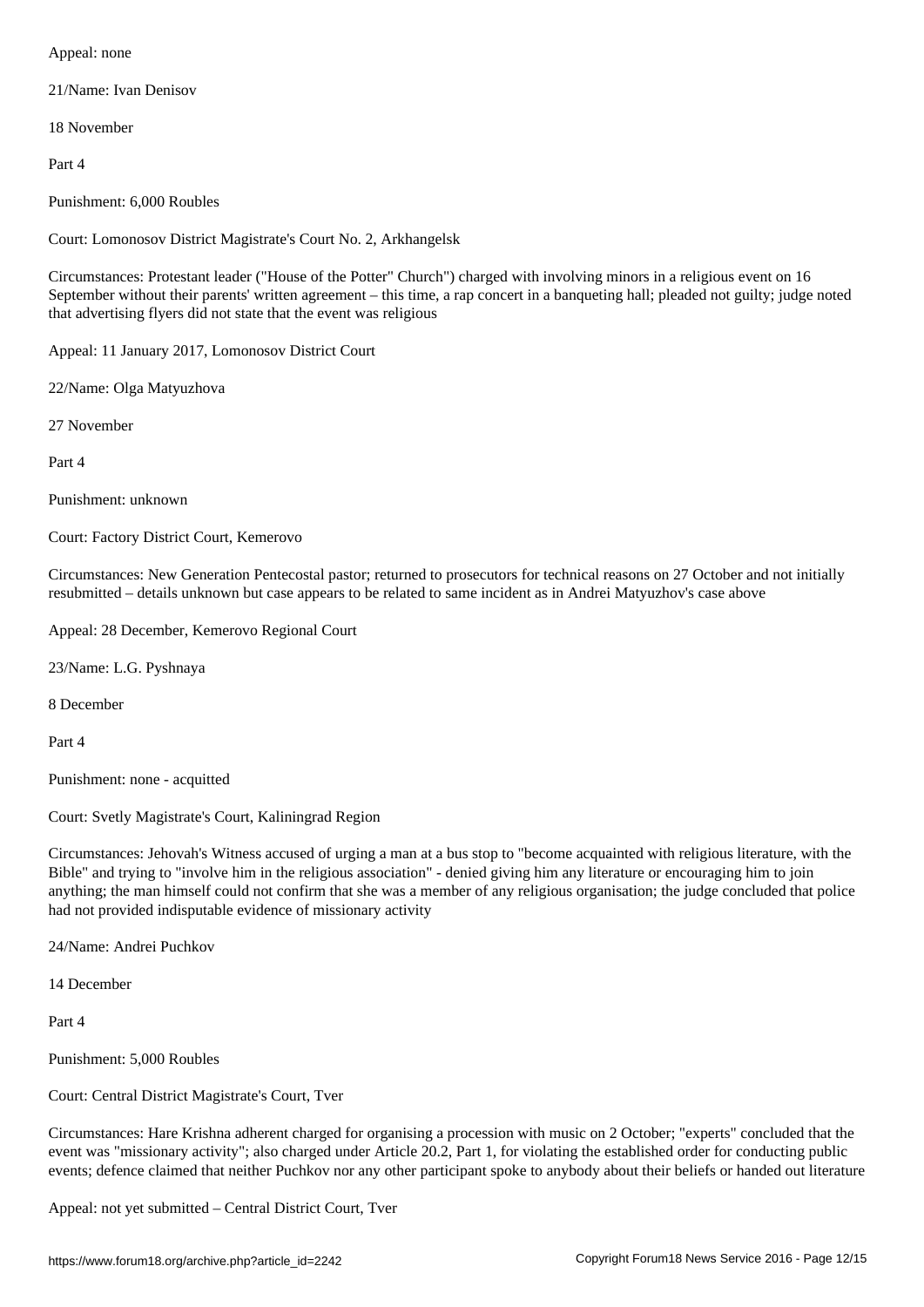Appeal: none

21/Name: Ivan Denisov

18 November

Part 4

Punishment: 6,000 Roubles

Court: Lomonosov District Magistrate's Court No. 2, Arkhangelsk

Circumstances: Protestant leader ("House of the Potter" Church") charged with involving minors in a religious event on 16 September without their parents' written agreement – this time, a rap concert in a banqueting hall; pleaded not guilty; judge noted that advertising flyers did not state that the event was religious

Appeal: 11 January 2017, Lomonosov District Court

22/Name: Olga Matyuzhova

27 November

Part 4

Punishment: unknown

Court: Factory District Court, Kemerovo

Circumstances: New Generation Pentecostal pastor; returned to prosecutors for technical reasons on 27 October and not initially resubmitted – details unknown but case appears to be related to same incident as in Andrei Matyuzhov's case above

Appeal: 28 December, Kemerovo Regional Court

23/Name: L.G. Pyshnaya

8 December

Part 4

Punishment: none - acquitted

Court: Svetly Magistrate's Court, Kaliningrad Region

Circumstances: Jehovah's Witness accused of urging a man at a bus stop to "become acquainted with religious literature, with the Bible" and trying to "involve him in the religious association" - denied giving him any literature or encouraging him to join anything; the man himself could not confirm that she was a member of any religious organisation; the judge concluded that police had not provided indisputable evidence of missionary activity

24/Name: Andrei Puchkov

14 December

Part 4

Punishment: 5,000 Roubles

Court: Central District Magistrate's Court, Tver

Circumstances: Hare Krishna adherent charged for organising a procession with music on 2 October; "experts" concluded that the event was "missionary activity"; also charged under Article 20.2, Part 1, for violating the established order for conducting public events; defence claimed that neither Puchkov nor any other participant spoke to anybody about their beliefs or handed out literature

Appeal: not yet submitted – Central District Court, Tver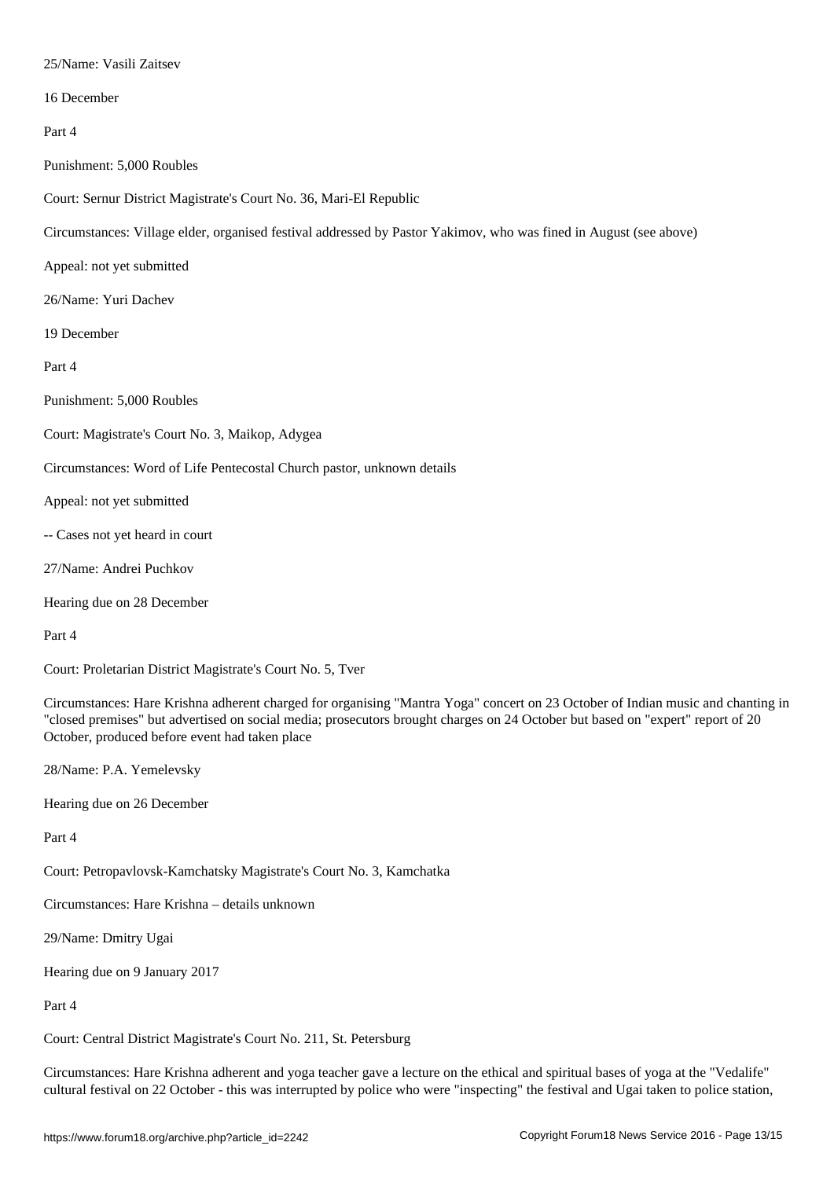25/Name: Vasili Zaitsev

16 December

Part 4

Punishment: 5,000 Roubles

Court: Sernur District Magistrate's Court No. 36, Mari-El Republic

Circumstances: Village elder, organised festival addressed by Pastor Yakimov, who was fined in August (see above)

Appeal: not yet submitted

26/Name: Yuri Dachev

19 December

Part 4

Punishment: 5,000 Roubles

Court: Magistrate's Court No. 3, Maikop, Adygea

Circumstances: Word of Life Pentecostal Church pastor, unknown details

Appeal: not yet submitted

-- Cases not yet heard in court

27/Name: Andrei Puchkov

Hearing due on 28 December

Part 4

Court: Proletarian District Magistrate's Court No. 5, Tver

Circumstances: Hare Krishna adherent charged for organising "Mantra Yoga" concert on 23 October of Indian music and chanting in "closed premises" but advertised on social media; prosecutors brought charges on 24 October but based on "expert" report of 20 October, produced before event had taken place

28/Name: P.A. Yemelevsky

Hearing due on 26 December

Part 4

Court: Petropavlovsk-Kamchatsky Magistrate's Court No. 3, Kamchatka

Circumstances: Hare Krishna – details unknown

29/Name: Dmitry Ugai

Hearing due on 9 January 2017

Part 4

Court: Central District Magistrate's Court No. 211, St. Petersburg

Circumstances: Hare Krishna adherent and yoga teacher gave a lecture on the ethical and spiritual bases of yoga at the "Vedalife" cultural festival on 22 October - this was interrupted by police who were "inspecting" the festival and Ugai taken to police station,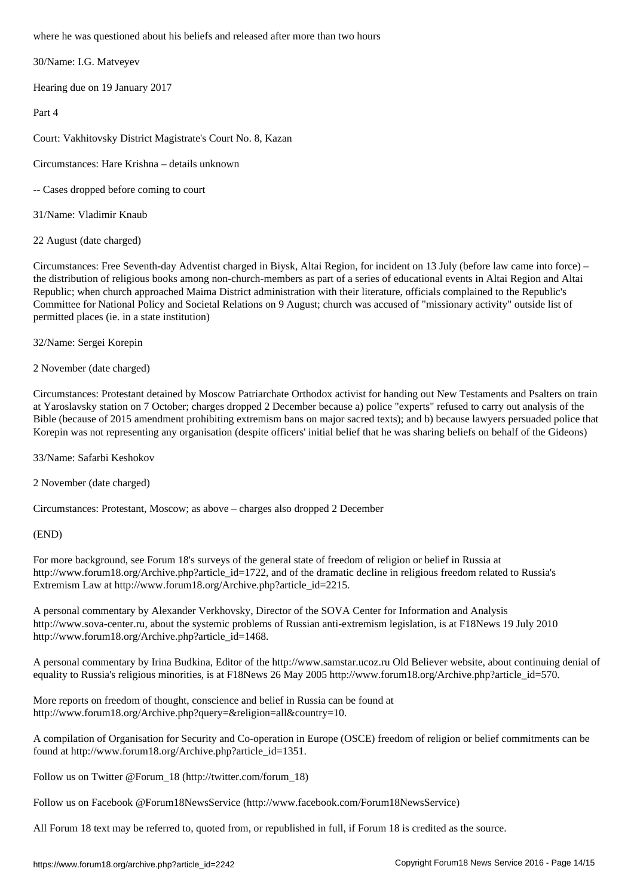where he was questioned about his beliefs and released after more than two hours

30/Name: I.G. Matveyev

Hearing due on 19 January 2017

Part 4

Court: Vakhitovsky District Magistrate's Court No. 8, Kazan

Circumstances: Hare Krishna – details unknown

-- Cases dropped before coming to court

31/Name: Vladimir Knaub

22 August (date charged)

Circumstances: Free Seventh-day Adventist charged in Biysk, Altai Region, for incident on 13 July (before law came into force) – the distribution of religious books among non-church-members as part of a series of educational events in Altai Region and Altai Republic; when church approached Maima District administration with their literature, officials complained to the Republic's Committee for National Policy and Societal Relations on 9 August; church was accused of "missionary activity" outside list of permitted places (ie. in a state institution)

32/Name: Sergei Korepin

2 November (date charged)

Circumstances: Protestant detained by Moscow Patriarchate Orthodox activist for handing out New Testaments and Psalters on train at Yaroslavsky station on 7 October; charges dropped 2 December because a) police "experts" refused to carry out analysis of the Bible (because of 2015 amendment prohibiting extremism bans on major sacred texts); and b) because lawyers persuaded police that Korepin was not representing any organisation (despite officers' initial belief that he was sharing beliefs on behalf of the Gideons)

33/Name: Safarbi Keshokov

2 November (date charged)

Circumstances: Protestant, Moscow; as above – charges also dropped 2 December

(END)

For more background, see Forum 18's surveys of the general state of freedom of religion or belief in Russia at http://www.forum18.org/Archive.php?article_id=1722, and of the dramatic decline in religious freedom related to Russia's Extremism Law at http://www.forum18.org/Archive.php?article_id=2215.

A personal commentary by Alexander Verkhovsky, Director of the SOVA Center for Information and Analysis http://www.sova-center.ru, about the systemic problems of Russian anti-extremism legislation, is at F18News 19 July 2010 http://www.forum18.org/Archive.php?article_id=1468.

A personal commentary by Irina Budkina, Editor of the http://www.samstar.ucoz.ru Old Believer website, about continuing denial of equality to Russia's religious minorities, is at F18News 26 May 2005 http://www.forum18.org/Archive.php?article_id=570.

More reports on freedom of thought, conscience and belief in Russia can be found at http://www.forum18.org/Archive.php?query=&religion=all&country=10.

A compilation of Organisation for Security and Co-operation in Europe (OSCE) freedom of religion or belief commitments can be found at http://www.forum18.org/Archive.php?article_id=1351.

Follow us on Twitter @Forum_18 (http://twitter.com/forum_18)

Follow us on Facebook @Forum18NewsService (http://www.facebook.com/Forum18NewsService)

All Forum 18 text may be referred to, quoted from, or republished in full, if Forum 18 is credited as the source.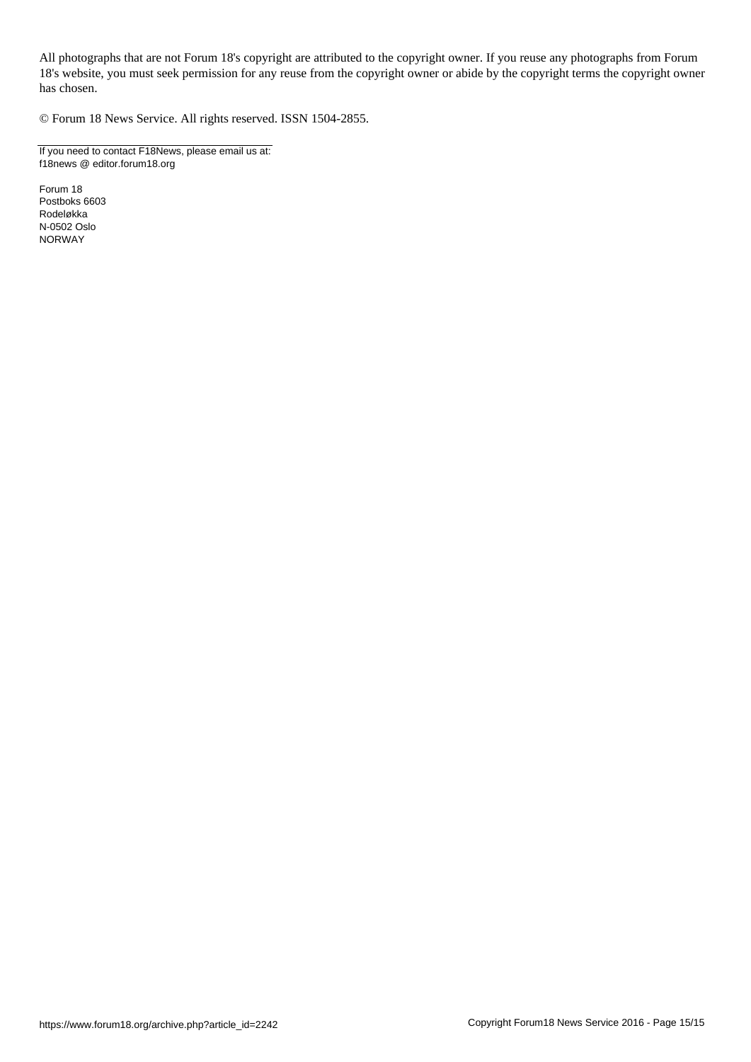All photographs that are not Forum 18's copyright are attributed to the copyright owner. If you reuse any photographs from Forum 18's website, you must seek permission for any reuse from the copyright owner or abide by the copyright terms the copyright owner has chosen.

© Forum 18 News Service. All rights reserved. ISSN 1504-2855.

If you need to contact F18News, please email us at:
f18news @ editor.forum18.org

Forum 18
Postboks 6603
Rodeløkka
N-0502 Oslo
NORWAY